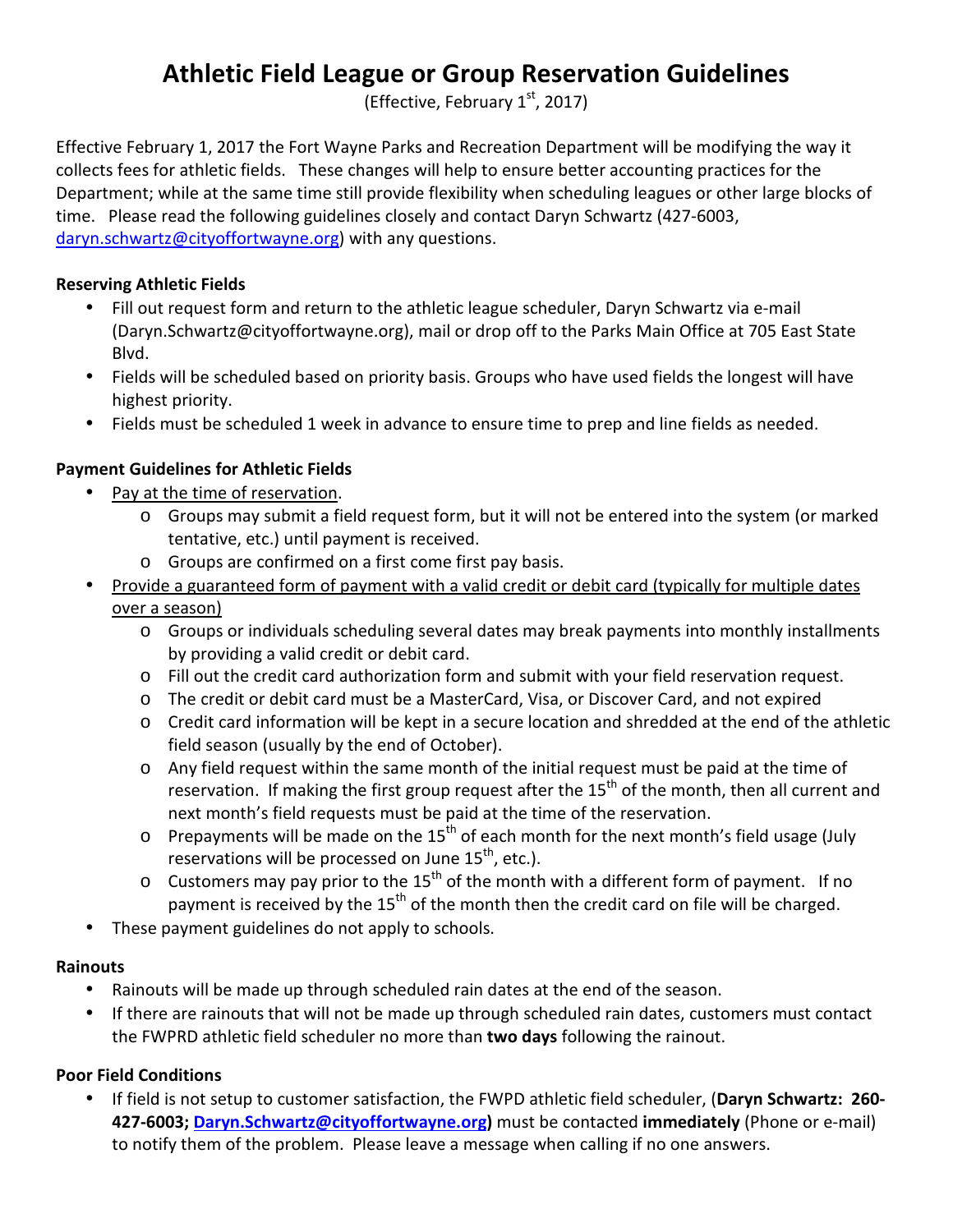# Athletic Field League or Group Reservation Guidelines

(Effective, February 1st, 2017)

Effective February 1, 2017 the Fort Wayne Parks and Recreation Department will be modifying the way it collects fees for athletic fields. These changes will help to ensure better accounting practices for the Department; while at the same time still provide flexibility when scheduling leagues or other large blocks of time. Please read the following guidelines closely and contact Daryn Schwartz (427-6003, daryn.schwartz@cityoffortwayne.org) with any questions.

**Reserving Athletic Fields**

- Fill out request form and return to the athletic league scheduler, Daryn Schwartz via e-mail (Daryn.Schwartz@cityoffortwayne.org), mail or drop off to the Parks Main Office at 705 East State Blvd.
- Fields will be scheduled based on priority basis. Groups who have used fields the longest will have highest priority.
- Fields must be scheduled 1 week in advance to ensure time to prep and line fields as needed.

**Payment Guidelines for Athletic Fields**

- Pay at the time of reservation.
  - Groups may submit a field request form, but it will not be entered into the system (or marked tentative, etc.) until payment is received.
  - Groups are confirmed on a first come first pay basis.
- Provide a guaranteed form of payment with a valid credit or debit card (typically for multiple dates over a season)
  - Groups or individuals scheduling several dates may break payments into monthly installments by providing a valid credit or debit card.
  - Fill out the credit card authorization form and submit with your field reservation request.
  - The credit or debit card must be a MasterCard, Visa, or Discover Card, and not expired
  - Credit card information will be kept in a secure location and shredded at the end of the athletic field season (usually by the end of October).
  - Any field request within the same month of the initial request must be paid at the time of reservation. If making the first group request after the 15th of the month, then all current and next month's field requests must be paid at the time of the reservation.
  - Prepayments will be made on the 15th of each month for the next month's field usage (July reservations will be processed on June 15th, etc.).
  - Customers may pay prior to the 15th of the month with a different form of payment. If no payment is received by the 15th of the month then the credit card on file will be charged.
- These payment guidelines do not apply to schools.

**Rainouts**

- Rainouts will be made up through scheduled rain dates at the end of the season.
- If there are rainouts that will not be made up through scheduled rain dates, customers must contact the FWPRD athletic field scheduler no more than **two days** following the rainout.

**Poor Field Conditions**

- If field is not setup to customer satisfaction, the FWPD athletic field scheduler, (**Daryn Schwartz: 260-427-6003; Daryn.Schwartz@cityoffortwayne.org)** must be contacted **immediately** (Phone or e-mail) to notify them of the problem. Please leave a message when calling if no one answers.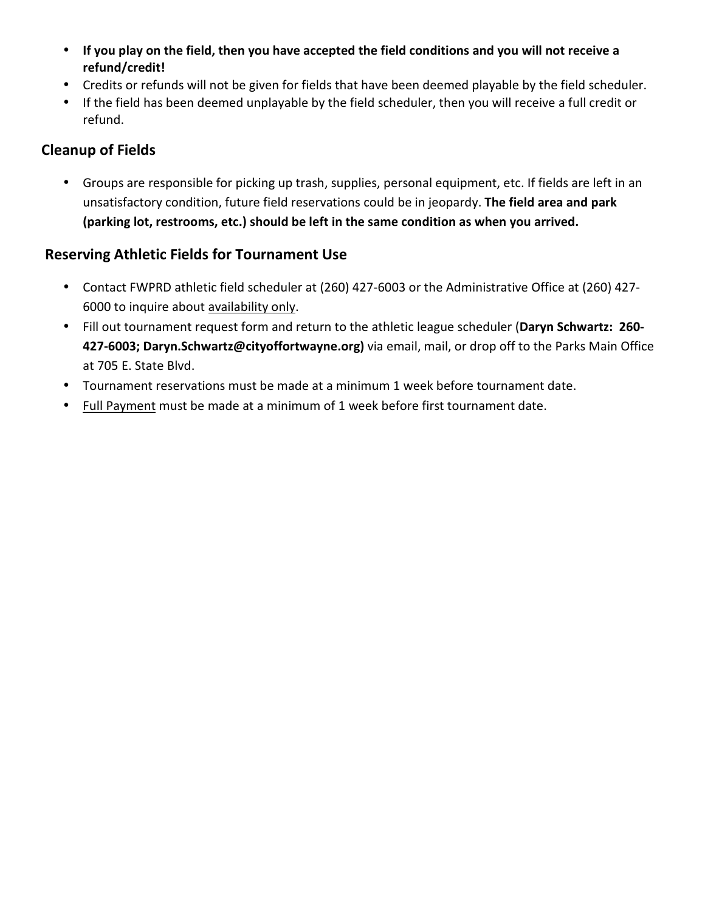- **If you play on the field, then you have accepted the field conditions and you will not receive a refund/credit!**
- Credits or refunds will not be given for fields that have been deemed playable by the field scheduler.
- If the field has been deemed unplayable by the field scheduler, then you will receive a full credit or refund.

## Cleanup of Fields

- Groups are responsible for picking up trash, supplies, personal equipment, etc. If fields are left in an unsatisfactory condition, future field reservations could be in jeopardy. **The field area and park (parking lot, restrooms, etc.) should be left in the same condition as when you arrived.**

## Reserving Athletic Fields for Tournament Use

- Contact FWPRD athletic field scheduler at (260) 427-6003 or the Administrative Office at (260) 427-6000 to inquire about <u>availability only</u>.
- Fill out tournament request form and return to the athletic league scheduler (**Daryn Schwartz: 260-427-6003; Daryn.Schwartz@cityoffortwayne.org)** via email, mail, or drop off to the Parks Main Office at 705 E. State Blvd.
- Tournament reservations must be made at a minimum 1 week before tournament date.
- <u>Full Payment</u> must be made at a minimum of 1 week before first tournament date.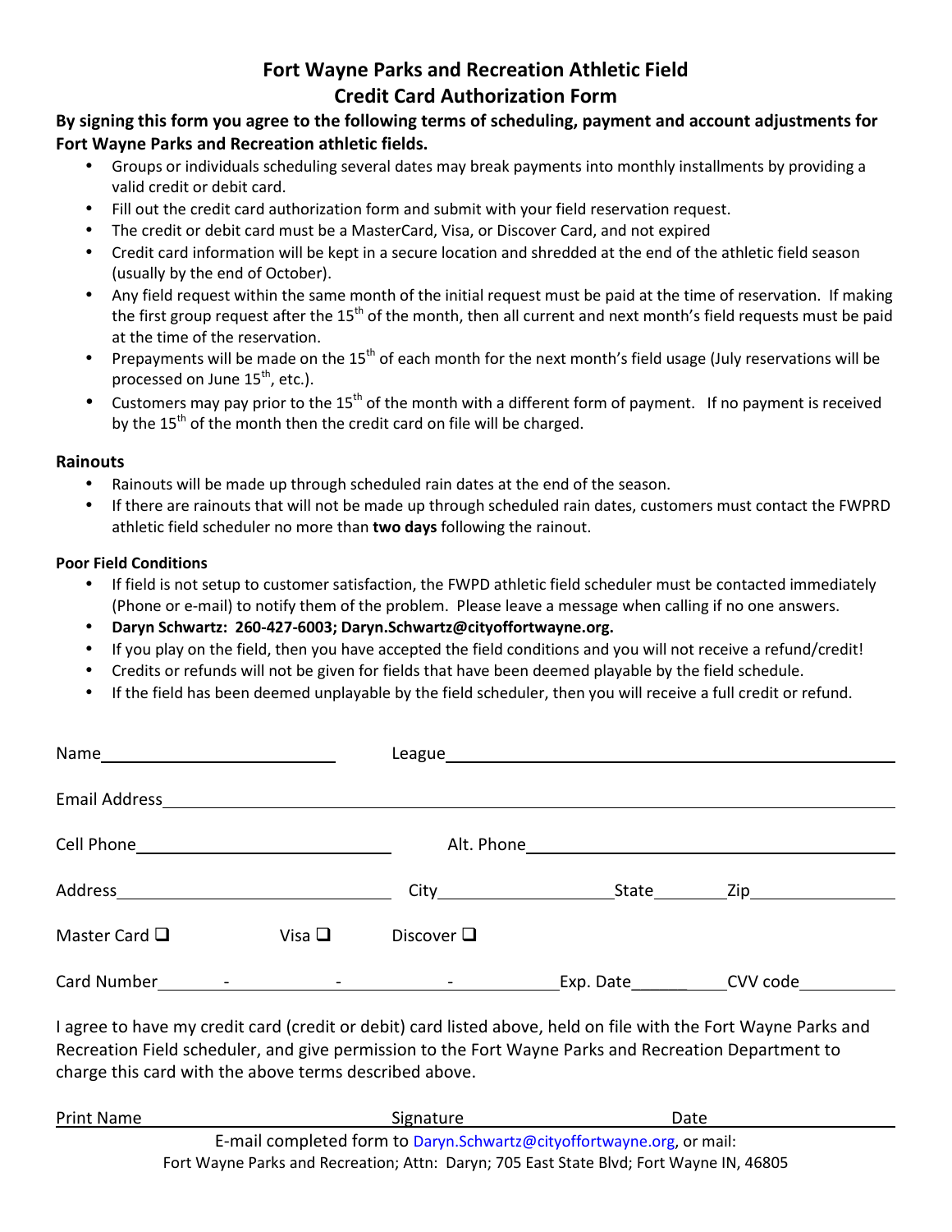# Fort Wayne Parks and Recreation Athletic Field Credit Card Authorization Form

**By signing this form you agree to the following terms of scheduling, payment and account adjustments for Fort Wayne Parks and Recreation athletic fields.**

- Groups or individuals scheduling several dates may break payments into monthly installments by providing a valid credit or debit card.
- Fill out the credit card authorization form and submit with your field reservation request.
- The credit or debit card must be a MasterCard, Visa, or Discover Card, and not expired
- Credit card information will be kept in a secure location and shredded at the end of the athletic field season (usually by the end of October).
- Any field request within the same month of the initial request must be paid at the time of reservation. If making the first group request after the 15th of the month, then all current and next month's field requests must be paid at the time of the reservation.
- Prepayments will be made on the 15th of each month for the next month's field usage (July reservations will be processed on June 15th, etc.).
- Customers may pay prior to the 15th of the month with a different form of payment. If no payment is received by the 15th of the month then the credit card on file will be charged.

### Rainouts

- Rainouts will be made up through scheduled rain dates at the end of the season.
- If there are rainouts that will not be made up through scheduled rain dates, customers must contact the FWPRD athletic field scheduler no more than **two days** following the rainout.

#### Poor Field Conditions

- If field is not setup to customer satisfaction, the FWPD athletic field scheduler must be contacted immediately (Phone or e-mail) to notify them of the problem. Please leave a message when calling if no one answers.
- **Daryn Schwartz: 260-427-6003; Daryn.Schwartz@cityoffortwayne.org.**
- If you play on the field, then you have accepted the field conditions and you will not receive a refund/credit!
- Credits or refunds will not be given for fields that have been deemed playable by the field schedule.
- If the field has been deemed unplayable by the field scheduler, then you will receive a full credit or refund.

Name\_\_\_\_\_\_\_\_\_\_\_\_\_\_\_\_\_\_\_\_\_\_\_\_ League\_\_\_\_\_\_\_\_\_\_\_\_\_\_\_\_\_\_\_\_\_\_\_\_\_\_\_\_\_\_\_\_\_\_\_\_\_\_\_\_

Email Address\_\_\_\_\_\_\_\_\_\_\_\_\_\_\_\_\_\_\_\_\_\_\_\_\_\_\_\_\_\_\_\_\_\_\_\_\_\_\_\_\_\_\_\_\_\_\_\_\_\_\_\_\_\_\_\_

Cell Phone\_\_\_\_\_\_\_\_\_\_\_\_\_\_\_\_\_\_\_\_\_\_\_\_ Alt. Phone\_\_\_\_\_\_\_\_\_\_\_\_\_\_\_\_\_\_\_\_\_\_\_\_\_\_\_\_\_\_\_\_\_\_\_\_

Address\_\_\_\_\_\_\_\_\_\_\_\_\_\_\_\_\_\_\_\_\_\_\_\_ City\_\_\_\_\_\_\_\_\_\_\_\_\_\_\_\_ State\_\_\_\_\_\_\_ Zip\_\_\_\_\_\_\_\_\_\_\_\_\_\_

Master Card ❑ Visa ❑ Discover ❑

Card Number\_\_\_\_\_\_\_ - \_\_\_\_\_\_\_\_\_ - \_\_\_\_\_\_\_\_\_ - \_\_\_\_\_\_\_\_\_ Exp. Date\_\_\_\_\_\_\_\_ CVV code\_\_\_\_\_\_\_\_\_

I agree to have my credit card (credit or debit) card listed above, held on file with the Fort Wayne Parks and Recreation Field scheduler, and give permission to the Fort Wayne Parks and Recreation Department to charge this card with the above terms described above.

Print Name \_\_\_\_\_\_\_\_\_\_\_\_\_\_\_\_\_\_\_\_ Signature \_\_\_\_\_\_\_\_\_\_\_\_\_\_\_\_\_\_\_\_ Date \_\_\_\_\_\_\_\_\_\_\_\_\_\_\_\_\_\_\_\_

E-mail completed form to Daryn.Schwartz@cityoffortwayne.org, or mail:

Fort Wayne Parks and Recreation; Attn: Daryn; 705 East State Blvd; Fort Wayne IN, 46805